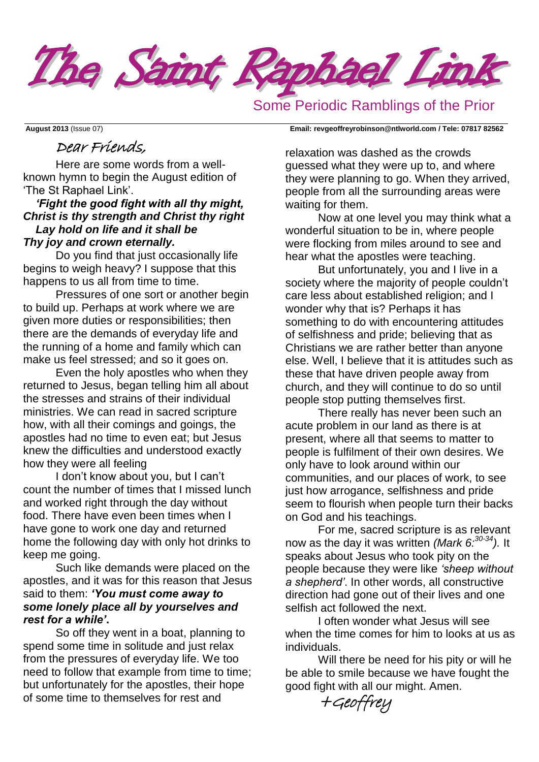# The Saint Raphael Link

Some Periodic Ramblings of the Prior

**August 2013** (Issue 07) **Email: revgeoffreyrobinson@ntlworld.com / Tele: 07817 82562**

Dear Friends,

Here are some words from a well-known hymn to begin the August edition of 'The St Raphael Link'.

***'Fight the good fight with all thy might,***
***Christ is thy strength and Christ thy right***
***Lay hold on life and it shall be***
***Thy joy and crown eternally.***

Do you find that just occasionally life begins to weigh heavy? I suppose that this happens to us all from time to time.

Pressures of one sort or another begin to build up. Perhaps at work where we are given more duties or responsibilities; then there are the demands of everyday life and the running of a home and family which can make us feel stressed; and so it goes on.

Even the holy apostles who when they returned to Jesus, began telling him all about the stresses and strains of their individual ministries. We can read in sacred scripture how, with all their comings and goings, the apostles had no time to even eat; but Jesus knew the difficulties and understood exactly how they were all feeling

I don't know about you, but I can't count the number of times that I missed lunch and worked right through the day without food. There have even been times when I have gone to work one day and returned home the following day with only hot drinks to keep me going.

Such like demands were placed on the apostles, and it was for this reason that Jesus said to them: ***'You must come away to some lonely place all by yourselves and rest for a while'***.

So off they went in a boat, planning to spend some time in solitude and just relax from the pressures of everyday life. We too need to follow that example from time to time; but unfortunately for the apostles, their hope of some time to themselves for rest and relaxation was dashed as the crowds guessed what they were up to, and where they were planning to go. When they arrived, people from all the surrounding areas were waiting for them.

Now at one level you may think what a wonderful situation to be in, where people were flocking from miles around to see and hear what the apostles were teaching.

But unfortunately, you and I live in a society where the majority of people couldn't care less about established religion; and I wonder why that is? Perhaps it has something to do with encountering attitudes of selfishness and pride; believing that as Christians we are rather better than anyone else. Well, I believe that it is attitudes such as these that have driven people away from church, and they will continue to do so until people stop putting themselves first.

There really has never been such an acute problem in our land as there is at present, where all that seems to matter to people is fulfilment of their own desires. We only have to look around within our communities, and our places of work, to see just how arrogance, selfishness and pride seem to flourish when people turn their backs on God and his teachings.

For me, sacred scripture is as relevant now as the day it was written *(Mark 6:[30-34])*. It speaks about Jesus who took pity on the people because they were like *'sheep without a shepherd'*. In other words, all constructive direction had gone out of their lives and one selfish act followed the next.

I often wonder what Jesus will see when the time comes for him to looks at us as individuals.

Will there be need for his pity or will he be able to smile because we have fought the good fight with all our might. Amen.

+Geoffrey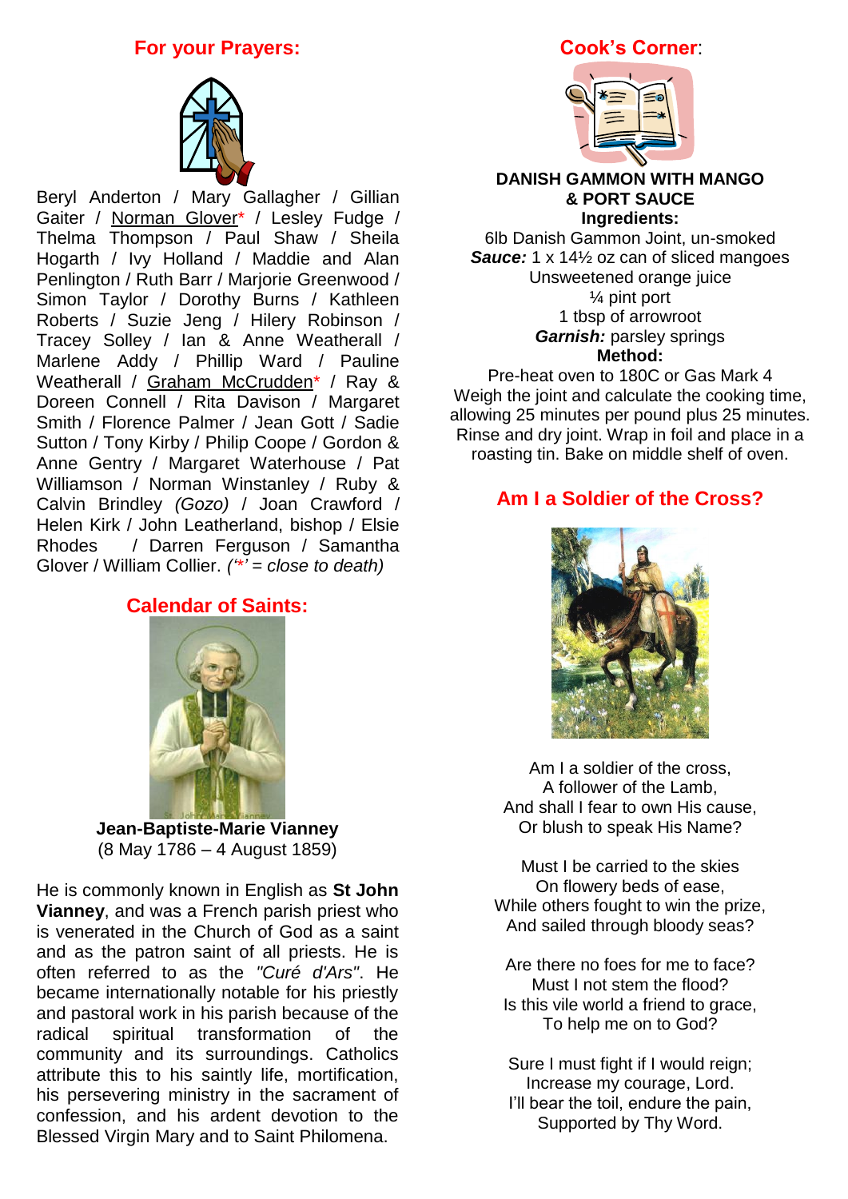## For your Prayers:

Beryl Anderton / Mary Gallagher / Gillian Gaiter / Norman Glover* / Lesley Fudge / Thelma Thompson / Paul Shaw / Sheila Hogarth / Ivy Holland / Maddie and Alan Penlington / Ruth Barr / Marjorie Greenwood / Simon Taylor / Dorothy Burns / Kathleen Roberts / Suzie Jeng / Hilery Robinson / Tracey Solley / Ian & Anne Weatherall / Marlene Addy / Phillip Ward / Pauline Weatherall / Graham McCrudden* / Ray & Doreen Connell / Rita Davison / Margaret Smith / Florence Palmer / Jean Gott / Sadie Sutton / Tony Kirby / Philip Coope / Gordon & Anne Gentry / Margaret Waterhouse / Pat Williamson / Norman Winstanley / Ruby & Calvin Brindley *(Gozo)* / Joan Crawford / Helen Kirk / John Leatherland, bishop / Elsie Rhodes / Darren Ferguson / Samantha Glover / William Collier. *('*' = close to death)*

## Calendar of Saints:

**Jean-Baptiste-Marie Vianney**
(8 May 1786 – 4 August 1859)

He is commonly known in English as **St John Vianney**, and was a French parish priest who is venerated in the Church of God as a saint and as the patron saint of all priests. He is often referred to as the *"Curé d'Ars"*. He became internationally notable for his priestly and pastoral work in his parish because of the radical spiritual transformation of the community and its surroundings. Catholics attribute this to his saintly life, mortification, his persevering ministry in the sacrament of confession, and his ardent devotion to the Blessed Virgin Mary and to Saint Philomena.

## Cook's Corner:

**DANISH GAMMON WITH MANGO & PORT SAUCE**

**Ingredients:**

6lb Danish Gammon Joint, un-smoked
***Sauce:*** 1 x 14½ oz can of sliced mangoes
Unsweetened orange juice
¼ pint port
1 tbsp of arrowroot
***Garnish:*** parsley springs

**Method:**

Pre-heat oven to 180C or Gas Mark 4
Weigh the joint and calculate the cooking time, allowing 25 minutes per pound plus 25 minutes. Rinse and dry joint. Wrap in foil and place in a roasting tin. Bake on middle shelf of oven.

## Am I a Soldier of the Cross?

Am I a soldier of the cross,
A follower of the Lamb,
And shall I fear to own His cause,
Or blush to speak His Name?

Must I be carried to the skies
On flowery beds of ease,
While others fought to win the prize,
And sailed through bloody seas?

Are there no foes for me to face?
Must I not stem the flood?
Is this vile world a friend to grace,
To help me on to God?

Sure I must fight if I would reign;
Increase my courage, Lord.
I'll bear the toil, endure the pain,
Supported by Thy Word.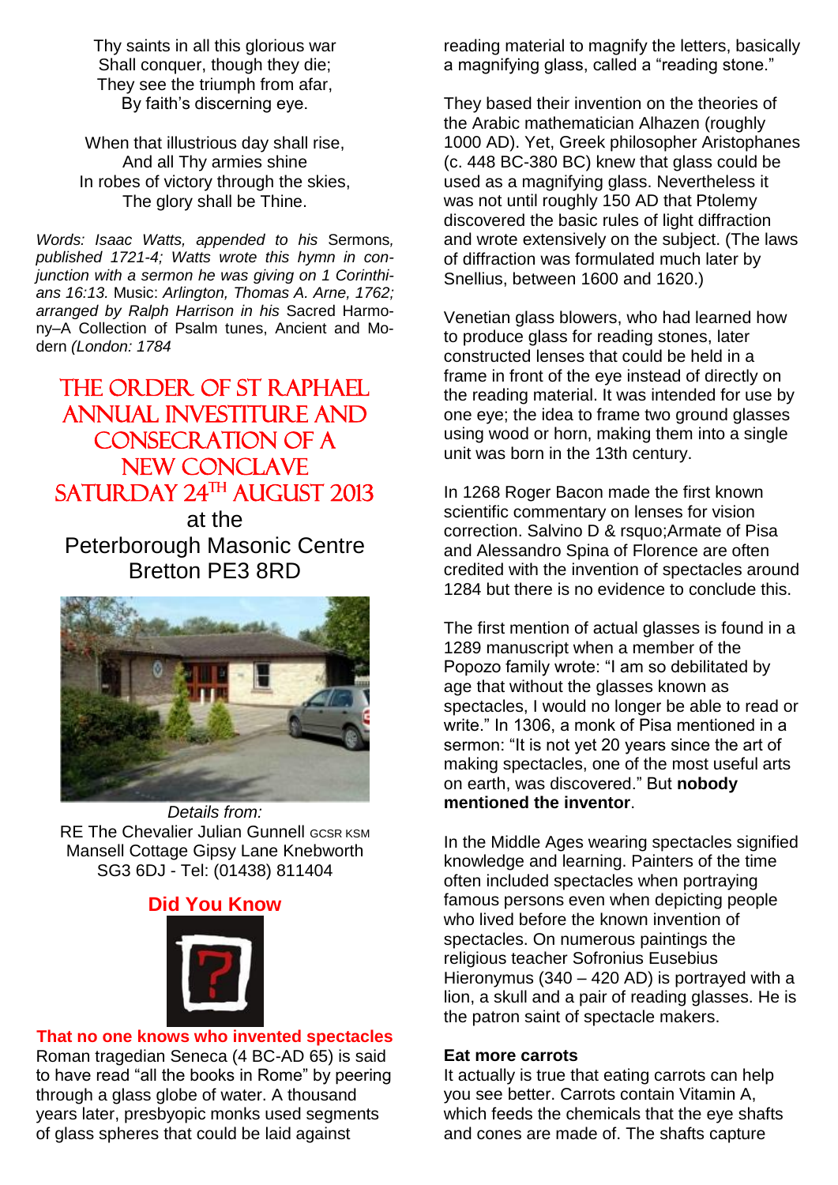Thy saints in all this glorious war
Shall conquer, though they die;
They see the triumph from afar,
By faith's discerning eye.

When that illustrious day shall rise,
And all Thy armies shine
In robes of victory through the skies,
The glory shall be Thine.

*Words: Isaac Watts, appended to his* Sermons, *published 1721-4; Watts wrote this hymn in conjunction with a sermon he was giving on 1 Corinthians 16:13.* Music: *Arlington, Thomas A. Arne, 1762; arranged by Ralph Harrison in his* Sacred Harmony–A Collection of Psalm tunes, Ancient and Modern *(London: 1784*

## THE ORDER OF ST RAPHAEL ANNUAL INVESTITURE AND CONSECRATION OF A NEW CONCLAVE SATURDAY 24TH AUGUST 2013

at the
Peterborough Masonic Centre
Bretton PE3 8RD

*Details from:*
RE The Chevalier Julian Gunnell GCSR KSM
Mansell Cottage Gipsy Lane Knebworth
SG3 6DJ - Tel: (01438) 811404

## Did You Know

**That no one knows who invented spectacles**

Roman tragedian Seneca (4 BC-AD 65) is said to have read "all the books in Rome" by peering through a glass globe of water. A thousand years later, presbyopic monks used segments of glass spheres that could be laid against reading material to magnify the letters, basically a magnifying glass, called a "reading stone."

They based their invention on the theories of the Arabic mathematician Alhazen (roughly 1000 AD). Yet, Greek philosopher Aristophanes (c. 448 BC-380 BC) knew that glass could be used as a magnifying glass. Nevertheless it was not until roughly 150 AD that Ptolemy discovered the basic rules of light diffraction and wrote extensively on the subject. (The laws of diffraction was formulated much later by Snellius, between 1600 and 1620.)

Venetian glass blowers, who had learned how to produce glass for reading stones, later constructed lenses that could be held in a frame in front of the eye instead of directly on the reading material. It was intended for use by one eye; the idea to frame two ground glasses using wood or horn, making them into a single unit was born in the 13th century.

In 1268 Roger Bacon made the first known scientific commentary on lenses for vision correction. Salvino D & rsquo;Armate of Pisa and Alessandro Spina of Florence are often credited with the invention of spectacles around 1284 but there is no evidence to conclude this.

The first mention of actual glasses is found in a 1289 manuscript when a member of the Popozo family wrote: "I am so debilitated by age that without the glasses known as spectacles, I would no longer be able to read or write." In 1306, a monk of Pisa mentioned in a sermon: "It is not yet 20 years since the art of making spectacles, one of the most useful arts on earth, was discovered." But **nobody mentioned the inventor**.

In the Middle Ages wearing spectacles signified knowledge and learning. Painters of the time often included spectacles when portraying famous persons even when depicting people who lived before the known invention of spectacles. On numerous paintings the religious teacher Sofronius Eusebius Hieronymus (340 – 420 AD) is portrayed with a lion, a skull and a pair of reading glasses. He is the patron saint of spectacle makers.

**Eat more carrots**

It actually is true that eating carrots can help you see better. Carrots contain Vitamin A, which feeds the chemicals that the eye shafts and cones are made of. The shafts capture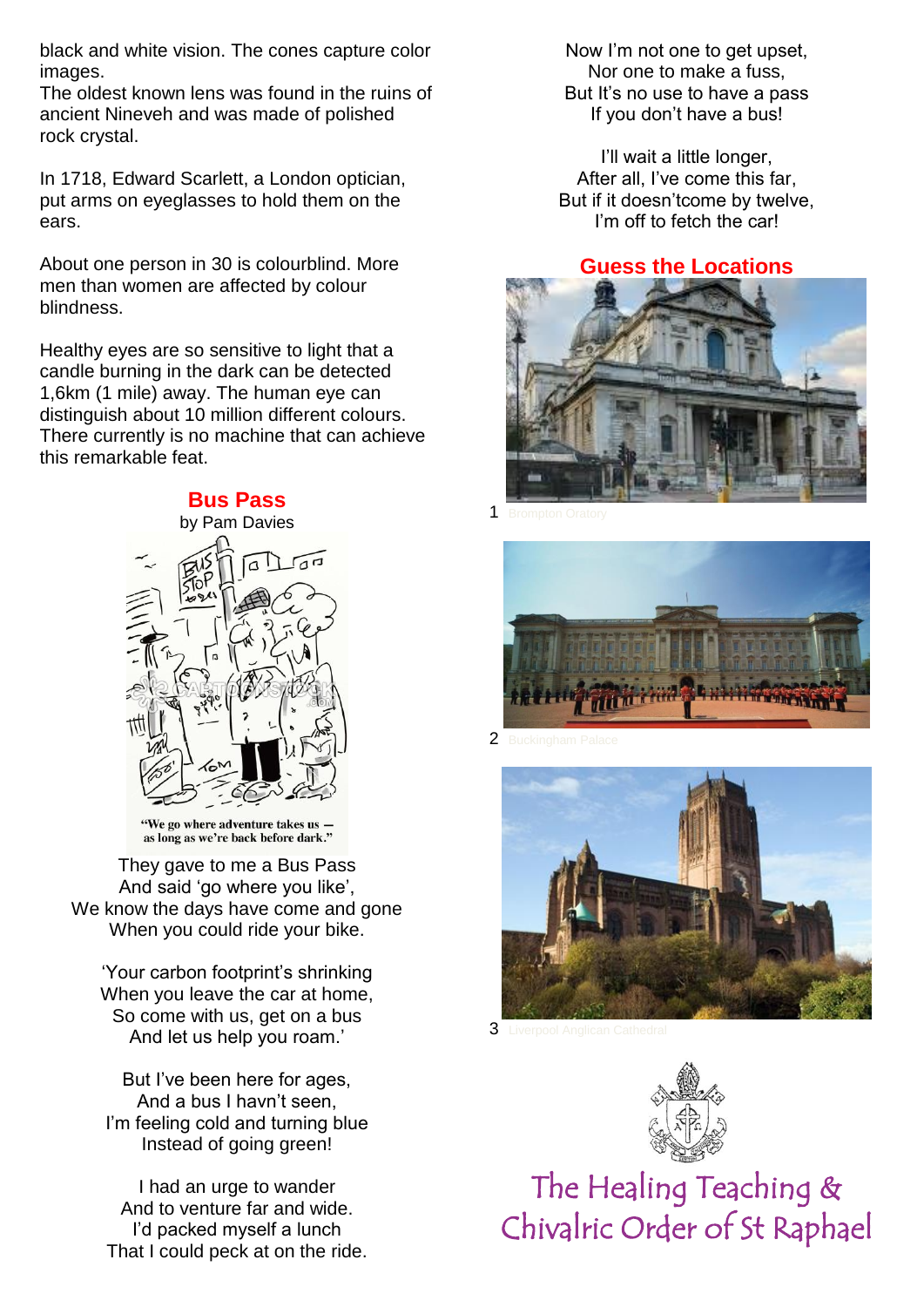black and white vision. The cones capture color images.
The oldest known lens was found in the ruins of ancient Nineveh and was made of polished rock crystal.

In 1718, Edward Scarlett, a London optician, put arms on eyeglasses to hold them on the ears.

About one person in 30 is colourblind. More men than women are affected by colour blindness.

Healthy eyes are so sensitive to light that a candle burning in the dark can be detected 1,6km (1 mile) away. The human eye can distinguish about 10 million different colours. There currently is no machine that can achieve this remarkable feat.

## Bus Pass

by Pam Davies

"We go where adventure takes us — as long as we're back before dark."

They gave to me a Bus Pass
And said 'go where you like',
We know the days have come and gone
When you could ride your bike.

'Your carbon footprint's shrinking
When you leave the car at home,
So come with us, get on a bus
And let us help you roam.'

But I've been here for ages,
And a bus I havn't seen,
I'm feeling cold and turning blue
Instead of going green!

I had an urge to wander
And to venture far and wide.
I'd packed myself a lunch
That I could peck at on the ride.

Now I'm not one to get upset,
Nor one to make a fuss,
But It's no use to have a pass
If you don't have a bus!

I'll wait a little longer,
After all, I've come this far,
But if it doesn'tcome by twelve,
I'm off to fetch the car!

## Guess the Locations

1 Brompton Oratory

2 Buckingham Palace

3 Liverpool Anglican Cathedral

The Healing Teaching & Chivalric Order of St Raphael